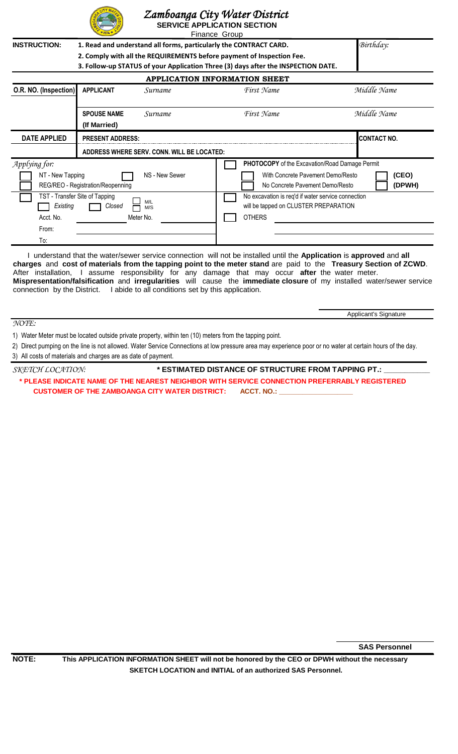# Zamboanga City Water District

**SERVICE APPLICATION SECTION**

Finance Group

| **INSTRUCTION:** | **1. Read and understand all forms, particularly the CONTRACT CARD.** | *Birthday:* |
|---|---|---|
| | **2. Comply with all the REQUIREMENTS before payment of Inspection Fee.** | |
| | **3. Follow-up STATUS of your Application Three (3) days after the INSPECTION DATE.** | |

## APPLICATION INFORMATION SHEET

| **O.R. NO. (Inspection)** | **APPLICANT** | *Surname* | *First Name* | *Middle Name* |
|---|---|---|---|---|
| | | | | |
| | **SPOUSE NAME (If Married)** | *Surname* | *First Name* | *Middle Name* |
| **DATE APPLIED** | **PRESENT ADDRESS:** | | | **CONTACT NO.** |
| | **ADDRESS WHERE SERV. CONN. WILL BE LOCATED:** | | | |

*Applying for:*

- ☐ NT - New Tapping
- ☐ NS - New Sewer
- ☐ REG/REO - Registration/Reopenning
- ☐ TST - Transfer Site of Tapping
  - ☐ Existing
  - ☐ Closed
  - ☐ M/L
  - ☐ M/S
- Acct. No.
- Meter No.
- From:
- To:

- ☐ **PHOTOCOPY** of the Excavation/Road Damage Permit
  - ☐ With Concrete Pavement Demo/Resto
  - ☐ No Concrete Pavement Demo/Resto
  - ☐ **(CEO)**
  - ☐ **(DPWH)**
- ☐ No excavation is req'd if water service connection will be tapped on CLUSTER PREPARATION
- ☐ OTHERS

I understand that the water/sewer service connection will not be installed until the **Application** is **approved** and **all charges** and **cost of materials from the tapping point to the meter stand** are paid to the **Treasury Section of ZCWD**. After installation, I assume responsibility for any damage that may occur **after** the water meter. **Mispresentation/falsification** and **irregularities** will cause the **immediate closure** of my installed water/sewer service connection by the District. I abide to all conditions set by this application.

Applicant's Signature

*NOTE:*

1) Water Meter must be located outside private property, within ten (10) meters from the tapping point.
2) Direct pumping on the line is not allowed. Water Service Connections at low pressure area may experience poor or no water at certain hours of the day.
3) All costs of materials and charges are as date of payment.

*SKETCH LOCATION:* **\* ESTIMATED DISTANCE OF STRUCTURE FROM TAPPING PT.: ___________**

**\* PLEASE INDICATE NAME OF THE NEAREST NEIGHBOR WITH SERVICE CONNECTION PREFERRABLY REGISTERED CUSTOMER OF THE ZAMBOANGA CITY WATER DISTRICT: ACCT. NO.: __________________**

**SAS Personnel**

**NOTE:** **This APPLICATION INFORMATION SHEET will not be honored by the CEO or DPWH without the necessary SKETCH LOCATION and INITIAL of an authorized SAS Personnel.**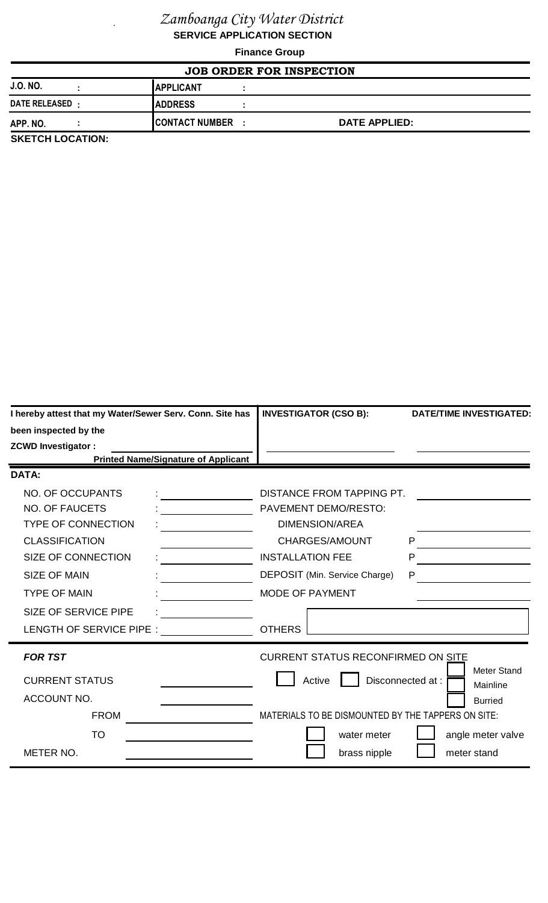# Zamboanga City Water District

**SERVICE APPLICATION SECTION**

**Finance Group**

## JOB ORDER FOR INSPECTION

| | | | | |
|---|---|---|---|---|
| **J.O. NO.** : | | **APPLICANT** : | | |
| **DATE RELEASED** : | | **ADDRESS** : | | |
| **APP. NO.** : | | **CONTACT NUMBER** : | | **DATE APPLIED:** |

**SKETCH LOCATION:**

| | | |
|---|---|---|
| **I hereby attest that my Water/Sewer Serv. Conn. Site has been inspected by the ZCWD Investigator :** | **INVESTIGATOR (CSO B):** | **DATE/TIME INVESTIGATED:** |
| **Printed Name/Signature of Applicant** | | |

**DATA:**

| | | | |
|---|---|---|---|
| NO. OF OCCUPANTS | : | DISTANCE FROM TAPPING PT. | |
| NO. OF FAUCETS | : | PAVEMENT DEMO/RESTO: | |
| TYPE OF CONNECTION | : | DIMENSION/AREA | |
| CLASSIFICATION | | CHARGES/AMOUNT | P |
| SIZE OF CONNECTION | : | INSTALLATION FEE | P |
| SIZE OF MAIN | : | DEPOSIT (Min. Service Charge) | P |
| TYPE OF MAIN | : | MODE OF PAYMENT | |
| SIZE OF SERVICE PIPE | : | | |
| LENGTH OF SERVICE PIPE : | | OTHERS | |

***FOR TST***

| | | | |
|---|---|---|---|
| CURRENT STATUS | | CURRENT STATUS RECONFIRMED ON SITE | |
| | | ☐ Active ☐ Disconnected at : | ☐ Meter Stand<br>☐ Mainline<br>☐ Burried |
| ACCOUNT NO. | | MATERIALS TO BE DISMOUNTED BY THE TAPPERS ON SITE: | |
| FROM | | ☐ water meter | ☐ angle meter valve |
| TO | | ☐ brass nipple | ☐ meter stand |
| METER NO. | | | |